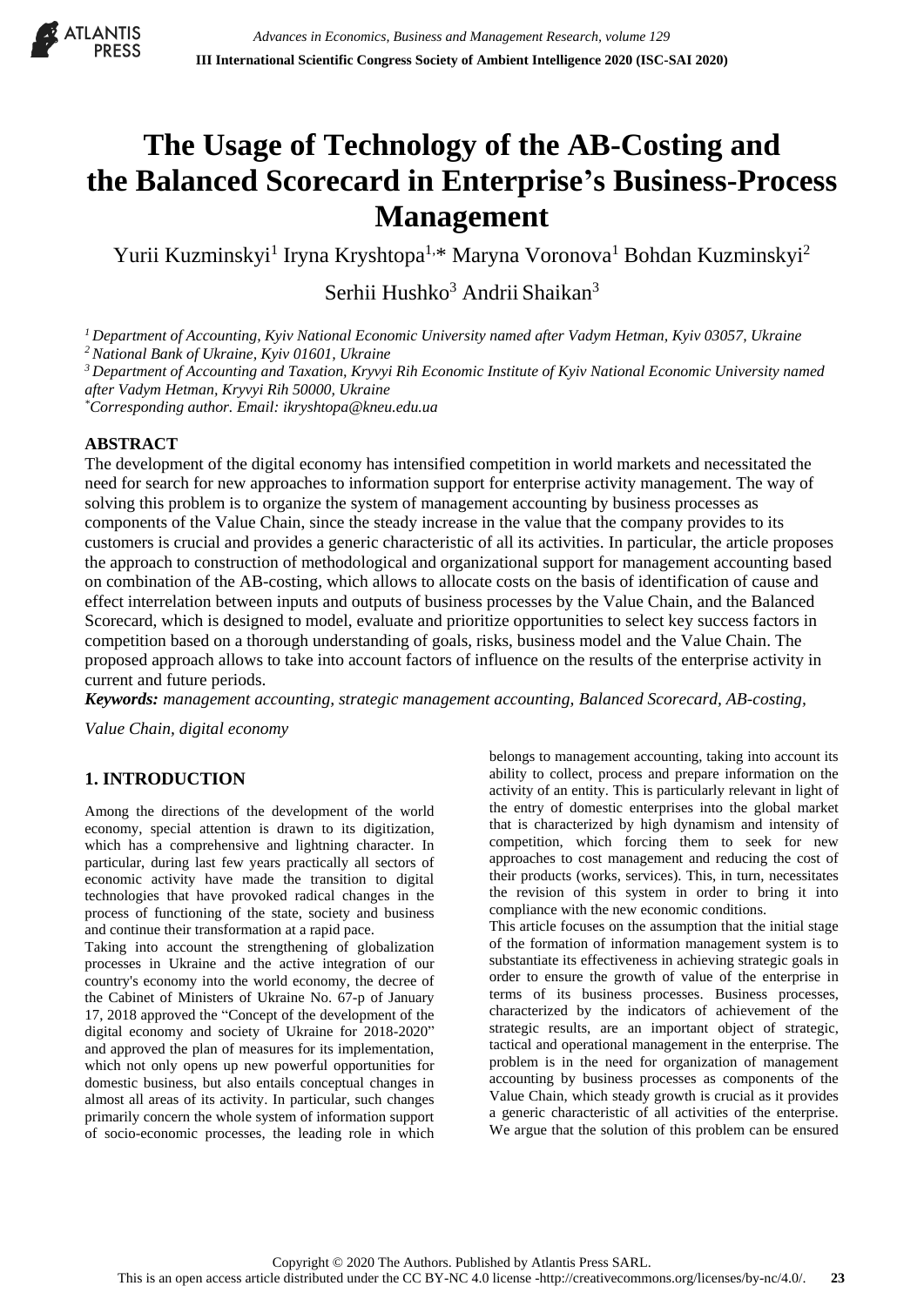# The Usage of Technology of the AB-Costing and the Balanced Scorecard in Enterprise's Business-Process Management

Yurii Kuzminskyi[1] Iryna Kryshtopa[1,*] Maryna Voronova[1] Bohdan Kuzminskyi[2] Serhii Hushko[3] Andrii Shaikan[3]

*[1] Department of Accounting, Kyiv National Economic University named after Vadym Hetman, Kyiv 03057, Ukraine*
*[2] National Bank of Ukraine, Kyiv 01601, Ukraine*
*[3] Department of Accounting and Taxation, Kryvyi Rih Economic Institute of Kyiv National Economic University named after Vadym Hetman, Kryvyi Rih 50000, Ukraine*
*[*]Corresponding author. Email: ikryshtopa@kneu.edu.ua*

## ABSTRACT

The development of the digital economy has intensified competition in world markets and necessitated the need for search for new approaches to information support for enterprise activity management. The way of solving this problem is to organize the system of management accounting by business processes as components of the Value Chain, since the steady increase in the value that the company provides to its customers is crucial and provides a generic characteristic of all its activities. In particular, the article proposes the approach to construction of methodological and organizational support for management accounting based on combination of the AB-costing, which allows to allocate costs on the basis of identification of cause and effect interrelation between inputs and outputs of business processes by the Value Chain, and the Balanced Scorecard, which is designed to model, evaluate and prioritize opportunities to select key success factors in competition based on a thorough understanding of goals, risks, business model and the Value Chain. The proposed approach allows to take into account factors of influence on the results of the enterprise activity in current and future periods.

***Keywords:*** *management accounting, strategic management accounting, Balanced Scorecard, AB-costing, Value Chain, digital economy*

## 1. INTRODUCTION

Among the directions of the development of the world economy, special attention is drawn to its digitization, which has a comprehensive and lightning character. In particular, during last few years practically all sectors of economic activity have made the transition to digital technologies that have provoked radical changes in the process of functioning of the state, society and business and continue their transformation at a rapid pace.

Taking into account the strengthening of globalization processes in Ukraine and the active integration of our country's economy into the world economy, the decree of the Cabinet of Ministers of Ukraine No. 67-p of January 17, 2018 approved the "Concept of the development of the digital economy and society of Ukraine for 2018-2020" and approved the plan of measures for its implementation, which not only opens up new powerful opportunities for domestic business, but also entails conceptual changes in almost all areas of its activity. In particular, such changes primarily concern the whole system of information support of socio-economic processes, the leading role in which belongs to management accounting, taking into account its ability to collect, process and prepare information on the activity of an entity. This is particularly relevant in light of the entry of domestic enterprises into the global market that is characterized by high dynamism and intensity of competition, which forcing them to seek for new approaches to cost management and reducing the cost of their products (works, services). This, in turn, necessitates the revision of this system in order to bring it into compliance with the new economic conditions.

This article focuses on the assumption that the initial stage of the formation of information management system is to substantiate its effectiveness in achieving strategic goals in order to ensure the growth of value of the enterprise in terms of its business processes. Business processes, characterized by the indicators of achievement of the strategic results, are an important object of strategic, tactical and operational management in the enterprise. The problem is in the need for organization of management accounting by business processes as components of the Value Chain, which steady growth is crucial as it provides a generic characteristic of all activities of the enterprise. We argue that the solution of this problem can be ensured

Copyright © 2020 The Authors. Published by Atlantis Press SARL.
This is an open access article distributed under the CC BY-NC 4.0 license -http://creativecommons.org/licenses/by-nc/4.0/.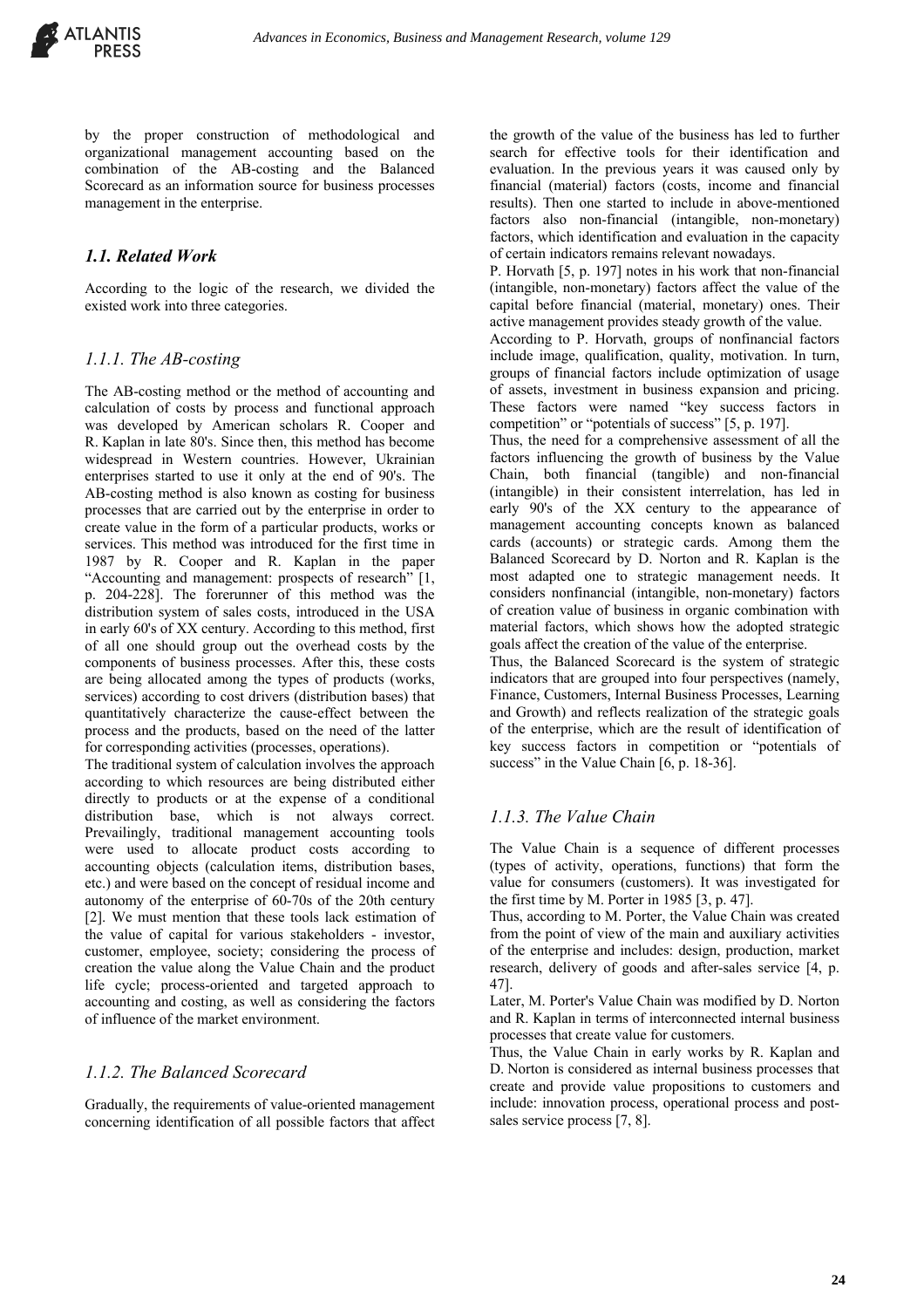by the proper construction of methodological and organizational management accounting based on the combination of the AB-costing and the Balanced Scorecard as an information source for business processes management in the enterprise.

### *1.1. Related Work*

According to the logic of the research, we divided the existed work into three categories.

#### *1.1.1. The AB-costing*

The AB-costing method or the method of accounting and calculation of costs by process and functional approach was developed by American scholars R. Cooper and R. Kaplan in late 80's. Since then, this method has become widespread in Western countries. However, Ukrainian enterprises started to use it only at the end of 90's. The AB-costing method is also known as costing for business processes that are carried out by the enterprise in order to create value in the form of a particular products, works or services. This method was introduced for the first time in 1987 by R. Cooper and R. Kaplan in the paper "Accounting and management: prospects of research" [1, p. 204-228]. The forerunner of this method was the distribution system of sales costs, introduced in the USA in early 60's of XX century. According to this method, first of all one should group out the overhead costs by the components of business processes. After this, these costs are being allocated among the types of products (works, services) according to cost drivers (distribution bases) that quantitatively characterize the cause-effect between the process and the products, based on the need of the latter for corresponding activities (processes, operations).

The traditional system of calculation involves the approach according to which resources are being distributed either directly to products or at the expense of a conditional distribution base, which is not always correct. Prevailingly, traditional management accounting tools were used to allocate product costs according to accounting objects (calculation items, distribution bases, etc.) and were based on the concept of residual income and autonomy of the enterprise of 60-70s of the 20th century [2]. We must mention that these tools lack estimation of the value of capital for various stakeholders - investor, customer, employee, society; considering the process of creation the value along the Value Chain and the product life cycle; process-oriented and targeted approach to accounting and costing, as well as considering the factors of influence of the market environment.

#### *1.1.2. The Balanced Scorecard*

Gradually, the requirements of value-oriented management concerning identification of all possible factors that affect the growth of the value of the business has led to further search for effective tools for their identification and evaluation. In the previous years it was caused only by financial (material) factors (costs, income and financial results). Then one started to include in above-mentioned factors also non-financial (intangible, non-monetary) factors, which identification and evaluation in the capacity of certain indicators remains relevant nowadays.

P. Horvath [5, p. 197] notes in his work that non-financial (intangible, non-monetary) factors affect the value of the capital before financial (material, monetary) ones. Their active management provides steady growth of the value.

According to P. Horvath, groups of nonfinancial factors include image, qualification, quality, motivation. In turn, groups of financial factors include optimization of usage of assets, investment in business expansion and pricing. These factors were named "key success factors in competition" or "potentials of success" [5, p. 197].

Thus, the need for a comprehensive assessment of all the factors influencing the growth of business by the Value Chain, both financial (tangible) and non-financial (intangible) in their consistent interrelation, has led in early 90's of the XX century to the appearance of management accounting concepts known as balanced cards (accounts) or strategic cards. Among them the Balanced Scorecard by D. Norton and R. Kaplan is the most adapted one to strategic management needs. It considers nonfinancial (intangible, non-monetary) factors of creation value of business in organic combination with material factors, which shows how the adopted strategic goals affect the creation of the value of the enterprise.

Thus, the Balanced Scorecard is the system of strategic indicators that are grouped into four perspectives (namely, Finance, Customers, Internal Business Processes, Learning and Growth) and reflects realization of the strategic goals of the enterprise, which are the result of identification of key success factors in competition or "potentials of success" in the Value Chain [6, p. 18-36].

#### *1.1.3. The Value Chain*

The Value Chain is a sequence of different processes (types of activity, operations, functions) that form the value for consumers (customers). It was investigated for the first time by M. Porter in 1985 [3, p. 47].

Thus, according to M. Porter, the Value Chain was created from the point of view of the main and auxiliary activities of the enterprise and includes: design, production, market research, delivery of goods and after-sales service [4, p. 47].

Later, M. Porter's Value Chain was modified by D. Norton and R. Kaplan in terms of interconnected internal business processes that create value for customers.

Thus, the Value Chain in early works by R. Kaplan and D. Norton is considered as internal business processes that create and provide value propositions to customers and include: innovation process, operational process and post-sales service process [7, 8].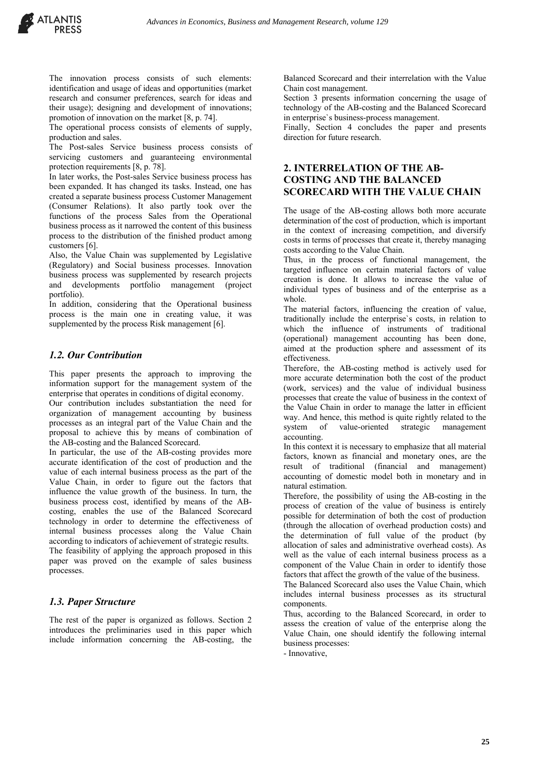The innovation process consists of such elements: identification and usage of ideas and opportunities (market research and consumer preferences, search for ideas and their usage); designing and development of innovations; promotion of innovation on the market [8, p. 74].

The operational process consists of elements of supply, production and sales.

The Post-sales Service business process consists of servicing customers and guaranteeing environmental protection requirements [8, p. 78].

In later works, the Post-sales Service business process has been expanded. It has changed its tasks. Instead, one has created a separate business process Customer Management (Consumer Relations). It also partly took over the functions of the process Sales from the Operational business process as it narrowed the content of this business process to the distribution of the finished product among customers [6].

Also, the Value Chain was supplemented by Legislative (Regulatory) and Social business processes. Innovation business process was supplemented by research projects and developments portfolio management (project portfolio).

In addition, considering that the Operational business process is the main one in creating value, it was supplemented by the process Risk management [6].

### *1.2. Our Contribution*

This paper presents the approach to improving the information support for the management system of the enterprise that operates in conditions of digital economy.

Our contribution includes substantiation the need for organization of management accounting by business processes as an integral part of the Value Chain and the proposal to achieve this by means of combination of the AB-costing and the Balanced Scorecard.

In particular, the use of the AB-costing provides more accurate identification of the cost of production and the value of each internal business process as the part of the Value Chain, in order to figure out the factors that influence the value growth of the business. In turn, the business process cost, identified by means of the AB-costing, enables the use of the Balanced Scorecard technology in order to determine the effectiveness of internal business processes along the Value Chain according to indicators of achievement of strategic results.

The feasibility of applying the approach proposed in this paper was proved on the example of sales business processes.

### *1.3. Paper Structure*

The rest of the paper is organized as follows. Section 2 introduces the preliminaries used in this paper which include information concerning the AB-costing, the Balanced Scorecard and their interrelation with the Value Chain cost management.

Section 3 presents information concerning the usage of technology of the AB-costing and the Balanced Scorecard in enterprise`s business-process management.

Finally, Section 4 concludes the paper and presents direction for future research.

## 2. INTERRELATION OF THE AB-COSTING AND THE BALANCED SCORECARD WITH THE VALUE CHAIN

The usage of the AB-costing allows both more accurate determination of the cost of production, which is important in the context of increasing competition, and diversify costs in terms of processes that create it, thereby managing costs according to the Value Chain.

Thus, in the process of functional management, the targeted influence on certain material factors of value creation is done. It allows to increase the value of individual types of business and of the enterprise as a whole.

The material factors, influencing the creation of value, traditionally include the enterprise`s costs, in relation to which the influence of instruments of traditional (operational) management accounting has been done, aimed at the production sphere and assessment of its effectiveness.

Therefore, the AB-costing method is actively used for more accurate determination both the cost of the product (work, services) and the value of individual business processes that create the value of business in the context of the Value Chain in order to manage the latter in efficient way. And hence, this method is quite rightly related to the system of value-oriented strategic management accounting.

In this context it is necessary to emphasize that all material factors, known as financial and monetary ones, are the result of traditional (financial and management) accounting of domestic model both in monetary and in natural estimation.

Therefore, the possibility of using the AB-costing in the process of creation of the value of business is entirely possible for determination of both the cost of production (through the allocation of overhead production costs) and the determination of full value of the product (by allocation of sales and administrative overhead costs). As well as the value of each internal business process as a component of the Value Chain in order to identify those factors that affect the growth of the value of the business.

The Balanced Scorecard also uses the Value Chain, which includes internal business processes as its structural components.

Thus, according to the Balanced Scorecard, in order to assess the creation of value of the enterprise along the Value Chain, one should identify the following internal business processes:

- Innovative,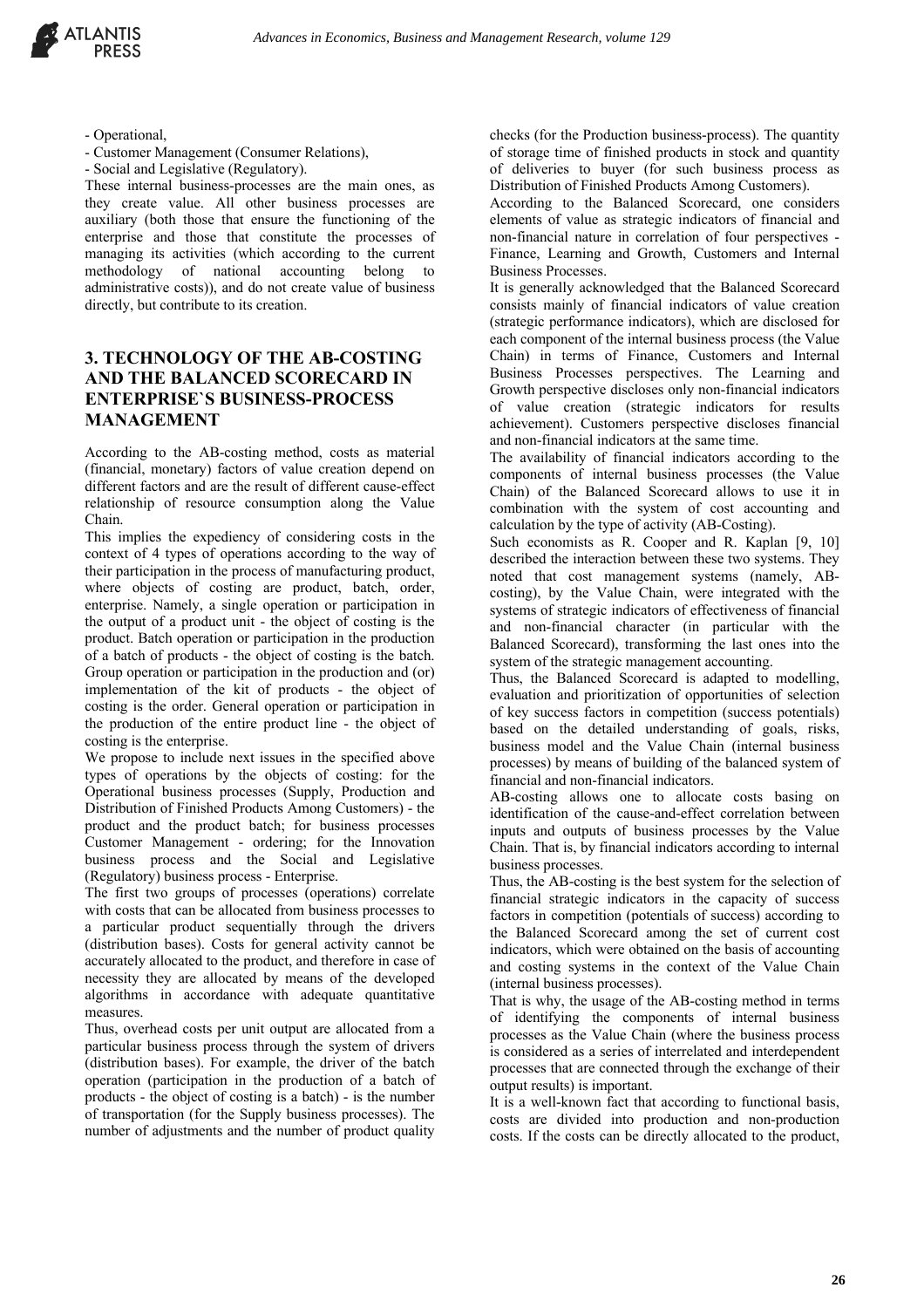- Operational,
- Customer Management (Consumer Relations),
- Social and Legislative (Regulatory).

These internal business-processes are the main ones, as they create value. All other business processes are auxiliary (both those that ensure the functioning of the enterprise and those that constitute the processes of managing its activities (which according to the current methodology of national accounting belong to administrative costs)), and do not create value of business directly, but contribute to its creation.

## 3. TECHNOLOGY OF THE AB-COSTING AND THE BALANCED SCORECARD IN ENTERPRISE`S BUSINESS-PROCESS MANAGEMENT

According to the AB-costing method, costs as material (financial, monetary) factors of value creation depend on different factors and are the result of different cause-effect relationship of resource consumption along the Value Chain.

This implies the expediency of considering costs in the context of 4 types of operations according to the way of their participation in the process of manufacturing product, where objects of costing are product, batch, order, enterprise. Namely, a single operation or participation in the output of a product unit - the object of costing is the product. Batch operation or participation in the production of a batch of products - the object of costing is the batch. Group operation or participation in the production and (or) implementation of the kit of products - the object of costing is the order. General operation or participation in the production of the entire product line - the object of costing is the enterprise.

We propose to include next issues in the specified above types of operations by the objects of costing: for the Operational business processes (Supply, Production and Distribution of Finished Products Among Customers) - the product and the product batch; for business processes Customer Management - ordering; for the Innovation business process and the Social and Legislative (Regulatory) business process - Enterprise.

The first two groups of processes (operations) correlate with costs that can be allocated from business processes to a particular product sequentially through the drivers (distribution bases). Costs for general activity cannot be accurately allocated to the product, and therefore in case of necessity they are allocated by means of the developed algorithms in accordance with adequate quantitative measures.

Thus, overhead costs per unit output are allocated from a particular business process through the system of drivers (distribution bases). For example, the driver of the batch operation (participation in the production of a batch of products - the object of costing is a batch) - is the number of transportation (for the Supply business processes). The number of adjustments and the number of product quality checks (for the Production business-process). The quantity of storage time of finished products in stock and quantity of deliveries to buyer (for such business process as Distribution of Finished Products Among Customers).

According to the Balanced Scorecard, one considers elements of value as strategic indicators of financial and non-financial nature in correlation of four perspectives - Finance, Learning and Growth, Customers and Internal Business Processes.

It is generally acknowledged that the Balanced Scorecard consists mainly of financial indicators of value creation (strategic performance indicators), which are disclosed for each component of the internal business process (the Value Chain) in terms of Finance, Customers and Internal Business Processes perspectives. The Learning and Growth perspective discloses only non-financial indicators of value creation (strategic indicators for results achievement). Customers perspective discloses financial and non-financial indicators at the same time.

The availability of financial indicators according to the components of internal business processes (the Value Chain) of the Balanced Scorecard allows to use it in combination with the system of cost accounting and calculation by the type of activity (AB-Costing).

Such economists as R. Cooper and R. Kaplan [9, 10] described the interaction between these two systems. They noted that cost management systems (namely, AB-costing), by the Value Chain, were integrated with the systems of strategic indicators of effectiveness of financial and non-financial character (in particular with the Balanced Scorecard), transforming the last ones into the system of the strategic management accounting.

Thus, the Balanced Scorecard is adapted to modelling, evaluation and prioritization of opportunities of selection of key success factors in competition (success potentials) based on the detailed understanding of goals, risks, business model and the Value Chain (internal business processes) by means of building of the balanced system of financial and non-financial indicators.

AB-costing allows one to allocate costs basing on identification of the cause-and-effect correlation between inputs and outputs of business processes by the Value Chain. That is, by financial indicators according to internal business processes.

Thus, the AB-costing is the best system for the selection of financial strategic indicators in the capacity of success factors in competition (potentials of success) according to the Balanced Scorecard among the set of current cost indicators, which were obtained on the basis of accounting and costing systems in the context of the Value Chain (internal business processes).

That is why, the usage of the AB-costing method in terms of identifying the components of internal business processes as the Value Chain (where the business process is considered as a series of interrelated and interdependent processes that are connected through the exchange of their output results) is important.

It is a well-known fact that according to functional basis, costs are divided into production and non-production costs. If the costs can be directly allocated to the product,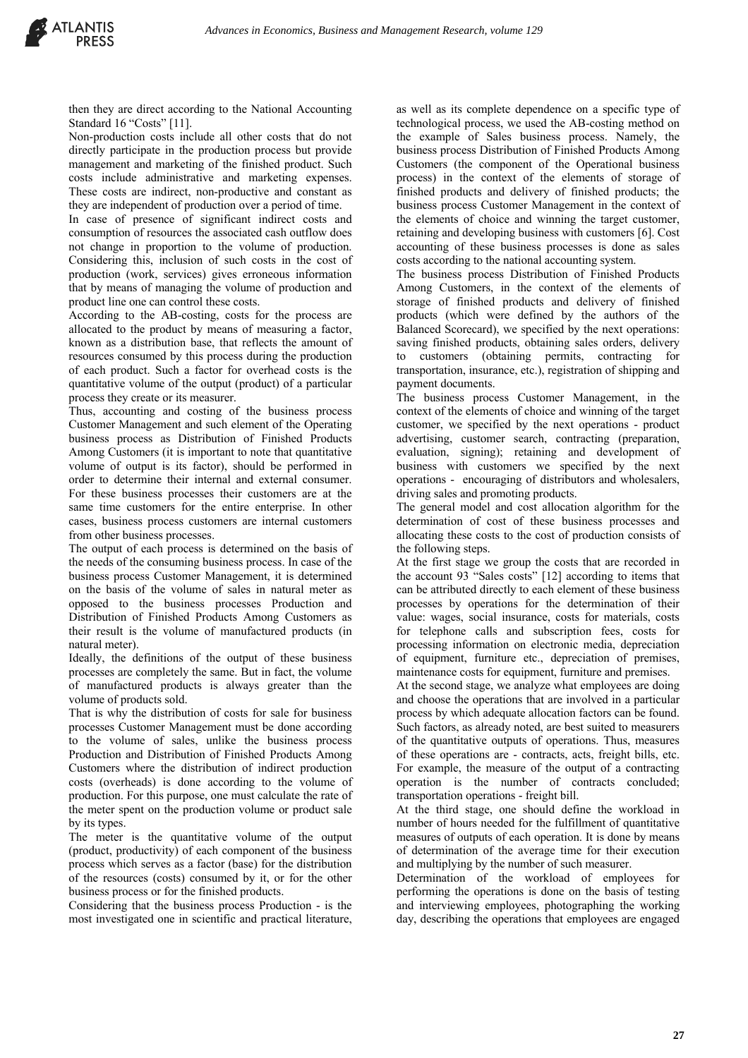then they are direct according to the National Accounting Standard 16 "Costs" [11].

Non-production costs include all other costs that do not directly participate in the production process but provide management and marketing of the finished product. Such costs include administrative and marketing expenses. These costs are indirect, non-productive and constant as they are independent of production over a period of time.

In case of presence of significant indirect costs and consumption of resources the associated cash outflow does not change in proportion to the volume of production. Considering this, inclusion of such costs in the cost of production (work, services) gives erroneous information that by means of managing the volume of production and product line one can control these costs.

According to the AB-costing, costs for the process are allocated to the product by means of measuring a factor, known as a distribution base, that reflects the amount of resources consumed by this process during the production of each product. Such a factor for overhead costs is the quantitative volume of the output (product) of a particular process they create or its measurer.

Thus, accounting and costing of the business process Customer Management and such element of the Operating business process as Distribution of Finished Products Among Customers (it is important to note that quantitative volume of output is its factor), should be performed in order to determine their internal and external consumer. For these business processes their customers are at the same time customers for the entire enterprise. In other cases, business process customers are internal customers from other business processes.

The output of each process is determined on the basis of the needs of the consuming business process. In case of the business process Customer Management, it is determined on the basis of the volume of sales in natural meter as opposed to the business processes Production and Distribution of Finished Products Among Customers as their result is the volume of manufactured products (in natural meter).

Ideally, the definitions of the output of these business processes are completely the same. But in fact, the volume of manufactured products is always greater than the volume of products sold.

That is why the distribution of costs for sale for business processes Customer Management must be done according to the volume of sales, unlike the business process Production and Distribution of Finished Products Among Customers where the distribution of indirect production costs (overheads) is done according to the volume of production. For this purpose, one must calculate the rate of the meter spent on the production volume or product sale by its types.

The meter is the quantitative volume of the output (product, productivity) of each component of the business process which serves as a factor (base) for the distribution of the resources (costs) consumed by it, or for the other business process or for the finished products.

Considering that the business process Production - is the most investigated one in scientific and practical literature, as well as its complete dependence on a specific type of technological process, we used the AB-costing method on the example of Sales business process. Namely, the business process Distribution of Finished Products Among Customers (the component of the Operational business process) in the context of the elements of storage of finished products and delivery of finished products; the business process Customer Management in the context of the elements of choice and winning the target customer, retaining and developing business with customers [6]. Cost accounting of these business processes is done as sales costs according to the national accounting system.

The business process Distribution of Finished Products Among Customers, in the context of the elements of storage of finished products and delivery of finished products (which were defined by the authors of the Balanced Scorecard), we specified by the next operations: saving finished products, obtaining sales orders, delivery to customers (obtaining permits, contracting for transportation, insurance, etc.), registration of shipping and payment documents.

The business process Customer Management, in the context of the elements of choice and winning of the target customer, we specified by the next operations - product advertising, customer search, contracting (preparation, evaluation, signing); retaining and development of business with customers we specified by the next operations - encouraging of distributors and wholesalers, driving sales and promoting products.

The general model and cost allocation algorithm for the determination of cost of these business processes and allocating these costs to the cost of production consists of the following steps.

At the first stage we group the costs that are recorded in the account 93 "Sales costs" [12] according to items that can be attributed directly to each element of these business processes by operations for the determination of their value: wages, social insurance, costs for materials, costs for telephone calls and subscription fees, costs for processing information on electronic media, depreciation of equipment, furniture etc., depreciation of premises, maintenance costs for equipment, furniture and premises.

At the second stage, we analyze what employees are doing and choose the operations that are involved in a particular process by which adequate allocation factors can be found. Such factors, as already noted, are best suited to measurers of the quantitative outputs of operations. Thus, measures of these operations are - contracts, acts, freight bills, etc. For example, the measure of the output of a contracting operation is the number of contracts concluded; transportation operations - freight bill.

At the third stage, one should define the workload in number of hours needed for the fulfillment of quantitative measures of outputs of each operation. It is done by means of determination of the average time for their execution and multiplying by the number of such measurer.

Determination of the workload of employees for performing the operations is done on the basis of testing and interviewing employees, photographing the working day, describing the operations that employees are engaged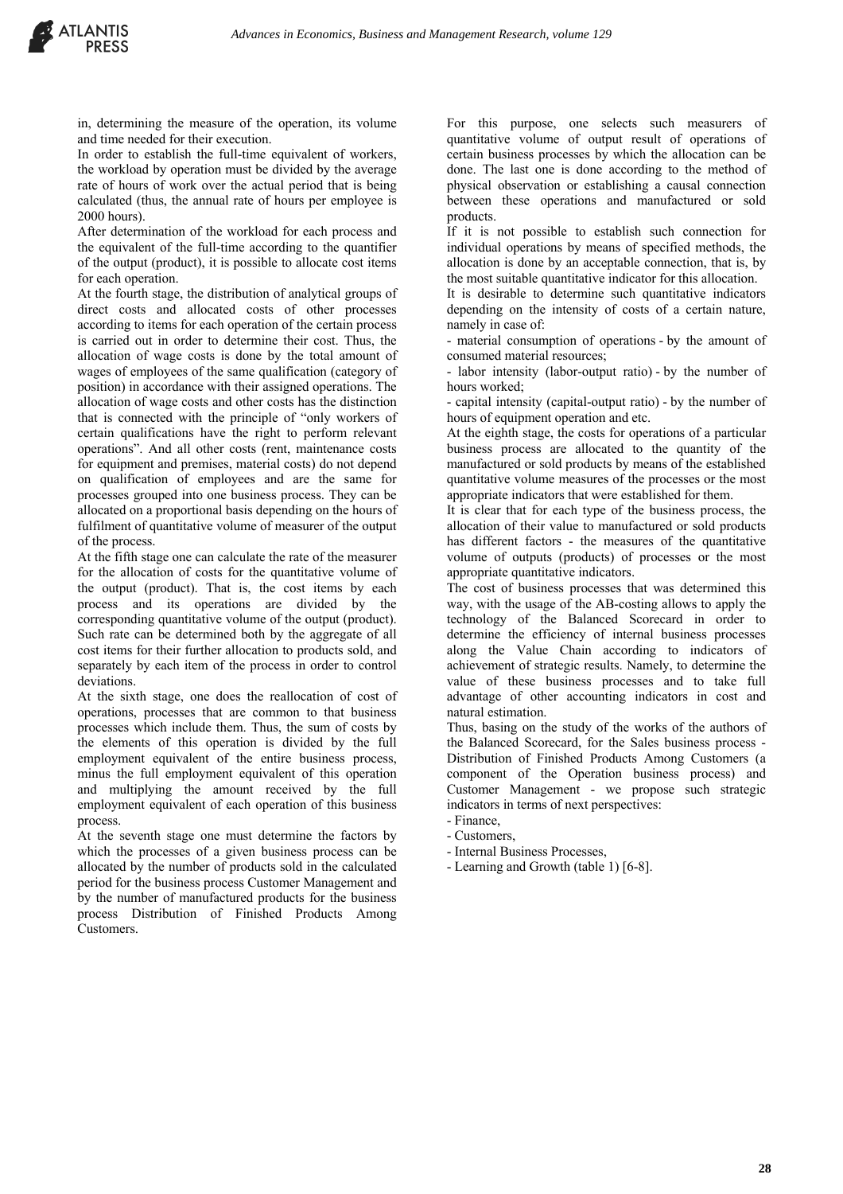in, determining the measure of the operation, its volume and time needed for their execution.

In order to establish the full-time equivalent of workers, the workload by operation must be divided by the average rate of hours of work over the actual period that is being calculated (thus, the annual rate of hours per employee is 2000 hours).

After determination of the workload for each process and the equivalent of the full-time according to the quantifier of the output (product), it is possible to allocate cost items for each operation.

At the fourth stage, the distribution of analytical groups of direct costs and allocated costs of other processes according to items for each operation of the certain process is carried out in order to determine their cost. Thus, the allocation of wage costs is done by the total amount of wages of employees of the same qualification (category of position) in accordance with their assigned operations. The allocation of wage costs and other costs has the distinction that is connected with the principle of "only workers of certain qualifications have the right to perform relevant operations". And all other costs (rent, maintenance costs for equipment and premises, material costs) do not depend on qualification of employees and are the same for processes grouped into one business process. They can be allocated on a proportional basis depending on the hours of fulfilment of quantitative volume of measurer of the output of the process.

At the fifth stage one can calculate the rate of the measurer for the allocation of costs for the quantitative volume of the output (product). That is, the cost items by each process and its operations are divided by the corresponding quantitative volume of the output (product). Such rate can be determined both by the aggregate of all cost items for their further allocation to products sold, and separately by each item of the process in order to control deviations.

At the sixth stage, one does the reallocation of cost of operations, processes that are common to that business processes which include them. Thus, the sum of costs by the elements of this operation is divided by the full employment equivalent of the entire business process, minus the full employment equivalent of this operation and multiplying the amount received by the full employment equivalent of each operation of this business process.

At the seventh stage one must determine the factors by which the processes of a given business process can be allocated by the number of products sold in the calculated period for the business process Customer Management and by the number of manufactured products for the business process Distribution of Finished Products Among Customers.

For this purpose, one selects such measurers of quantitative volume of output result of operations of certain business processes by which the allocation can be done. The last one is done according to the method of physical observation or establishing a causal connection between these operations and manufactured or sold products.

If it is not possible to establish such connection for individual operations by means of specified methods, the allocation is done by an acceptable connection, that is, by the most suitable quantitative indicator for this allocation.

It is desirable to determine such quantitative indicators depending on the intensity of costs of a certain nature, namely in case of:

- material consumption of operations - by the amount of consumed material resources;
- labor intensity (labor-output ratio) - by the number of hours worked;
- capital intensity (capital-output ratio) - by the number of hours of equipment operation and etc.

At the eighth stage, the costs for operations of a particular business process are allocated to the quantity of the manufactured or sold products by means of the established quantitative volume measures of the processes or the most appropriate indicators that were established for them.

It is clear that for each type of the business process, the allocation of their value to manufactured or sold products has different factors - the measures of the quantitative volume of outputs (products) of processes or the most appropriate quantitative indicators.

The cost of business processes that was determined this way, with the usage of the AB-costing allows to apply the technology of the Balanced Scorecard in order to determine the efficiency of internal business processes along the Value Chain according to indicators of achievement of strategic results. Namely, to determine the value of these business processes and to take full advantage of other accounting indicators in cost and natural estimation.

Thus, basing on the study of the works of the authors of the Balanced Scorecard, for the Sales business process - Distribution of Finished Products Among Customers (a component of the Operation business process) and Customer Management - we propose such strategic indicators in terms of next perspectives:

- Finance,
- Customers,
- Internal Business Processes,
- Learning and Growth (table 1) [6-8].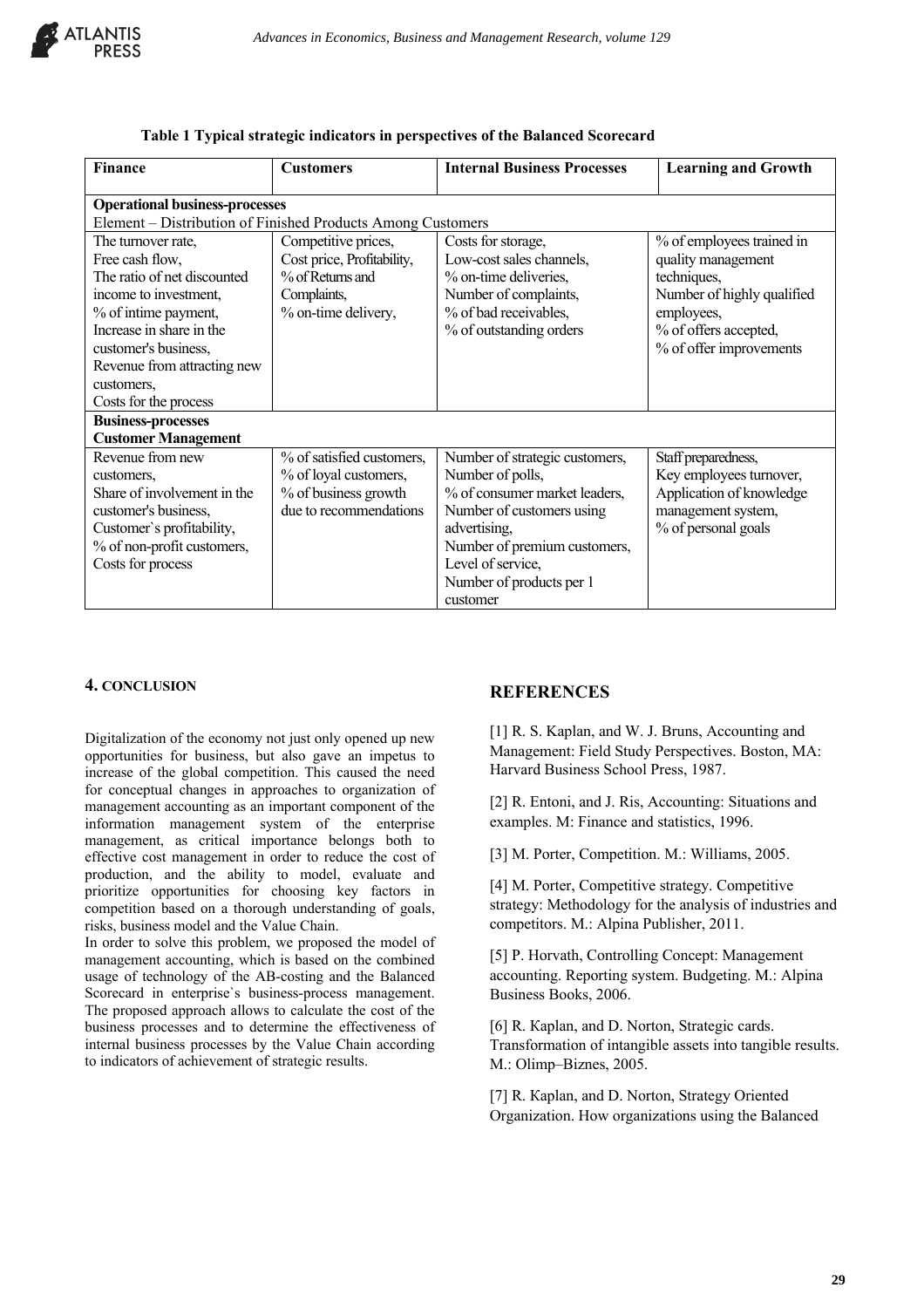**Table 1 Typical strategic indicators in perspectives of the Balanced Scorecard**

| Finance | Customers | Internal Business Processes | Learning and Growth |
|---|---|---|---|
| **Operational business-processes** Element – Distribution of Finished Products Among Customers | | | |
| The turnover rate, Free cash flow, The ratio of net discounted income to investment, % of intime payment, Increase in share in the customer's business, Revenue from attracting new customers, Costs for the process | Competitive prices, Cost price, Profitability, % of Returns and Complaints, % on-time delivery, | Costs for storage, Low-cost sales channels, % on-time deliveries, Number of complaints, % of bad receivables, % of outstanding orders | % of employees trained in quality management techniques, Number of highly qualified employees, % of offers accepted, % of offer improvements |
| **Business-processes** **Customer Management** | | | |
| Revenue from new customers, Share of involvement in the customer's business, Customer`s profitability, % of non-profit customers, Costs for process | % of satisfied customers, % of loyal customers, % of business growth due to recommendations | Number of strategic customers, Number of polls, % of consumer market leaders, Number of customers using advertising, Number of premium customers, Level of service, Number of products per 1 customer | Staff preparedness, Key employees turnover, Application of knowledge management system, % of personal goals |

## 4. CONCLUSION

Digitalization of the economy not just only opened up new opportunities for business, but also gave an impetus to increase of the global competition. This caused the need for conceptual changes in approaches to organization of management accounting as an important component of the information management system of the enterprise management, as critical importance belongs both to effective cost management in order to reduce the cost of production, and the ability to model, evaluate and prioritize opportunities for choosing key factors in competition based on a thorough understanding of goals, risks, business model and the Value Chain.

In order to solve this problem, we proposed the model of management accounting, which is based on the combined usage of technology of the AB-costing and the Balanced Scorecard in enterprise`s business-process management. The proposed approach allows to calculate the cost of the business processes and to determine the effectiveness of internal business processes by the Value Chain according to indicators of achievement of strategic results.

## REFERENCES

[1] R. S. Kaplan, and W. J. Bruns, Accounting and Management: Field Study Perspectives. Boston, MA: Harvard Business School Press, 1987.

[2] R. Entoni, and J. Ris, Accounting: Situations and examples. M: Finance and statistics, 1996.

[3] M. Porter, Competition. M.: Williams, 2005.

[4] M. Porter, Competitive strategy. Competitive strategy: Methodology for the analysis of industries and competitors. M.: Alpina Publisher, 2011.

[5] P. Horvath, Controlling Concept: Management accounting. Reporting system. Budgeting. M.: Alpina Business Books, 2006.

[6] R. Kaplan, and D. Norton, Strategic cards. Transformation of intangible assets into tangible results. M.: Olimp–Biznes, 2005.

[7] R. Kaplan, and D. Norton, Strategy Oriented Organization. How organizations using the Balanced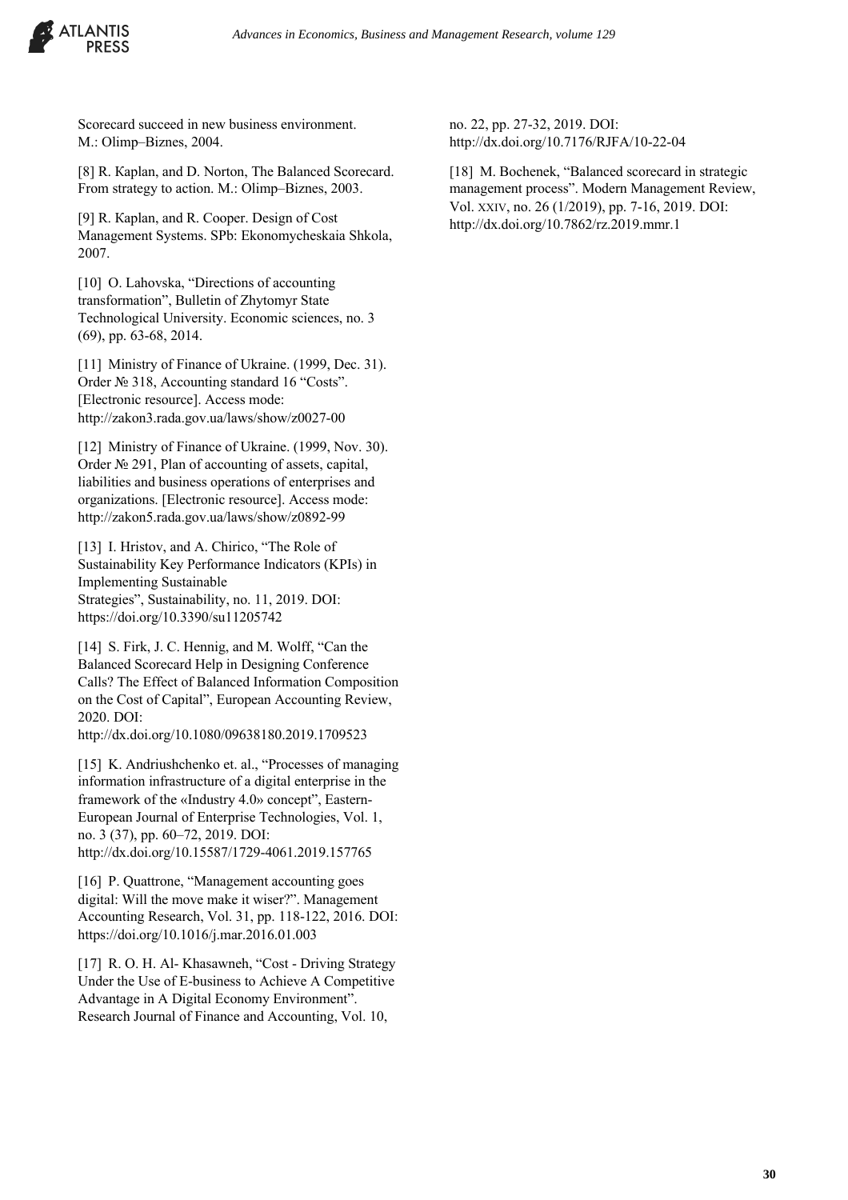Scorecard succeed in new business environment. M.: Olimp–Biznes, 2004.

[8] R. Kaplan, and D. Norton, The Balanced Scorecard. From strategy to action. M.: Olimp–Biznes, 2003.

[9] R. Kaplan, and R. Cooper. Design of Cost Management Systems. SPb: Ekonomycheskaia Shkola, 2007.

[10] O. Lahovska, "Directions of accounting transformation", Bulletin of Zhytomyr State Technological University. Economic sciences, no. 3 (69), pp. 63-68, 2014.

[11] Ministry of Finance of Ukraine. (1999, Dec. 31). Order № 318, Accounting standard 16 "Costs". [Electronic resource]. Access mode: http://zakon3.rada.gov.ua/laws/show/z0027-00

[12] Ministry of Finance of Ukraine. (1999, Nov. 30). Order № 291, Plan of accounting of assets, capital, liabilities and business operations of enterprises and organizations. [Electronic resource]. Access mode: http://zakon5.rada.gov.ua/laws/show/z0892-99

[13] I. Hristov, and A. Chirico, "The Role of Sustainability Key Performance Indicators (KPIs) in Implementing Sustainable Strategies", Sustainability, no. 11, 2019. DOI: https://doi.org/10.3390/su11205742

[14] S. Firk, J. C. Hennig, and M. Wolff, "Can the Balanced Scorecard Help in Designing Conference Calls? The Effect of Balanced Information Composition on the Cost of Capital", European Accounting Review, 2020. DOI: http://dx.doi.org/10.1080/09638180.2019.1709523

[15] K. Andriushchenko et. al., "Processes of managing information infrastructure of a digital enterprise in the framework of the «Industry 4.0» concept", Eastern-European Journal of Enterprise Technologies, Vol. 1, no. 3 (37), pp. 60–72, 2019. DOI: http://dx.doi.org/10.15587/1729-4061.2019.157765

[16] P. Quattrone, "Management accounting goes digital: Will the move make it wiser?". Management Accounting Research, Vol. 31, pp. 118-122, 2016. DOI: https://doi.org/10.1016/j.mar.2016.01.003

[17] R. O. H. Al- Khasawneh, "Cost - Driving Strategy Under the Use of E-business to Achieve A Competitive Advantage in A Digital Economy Environment". Research Journal of Finance and Accounting, Vol. 10, no. 22, pp. 27-32, 2019. DOI: http://dx.doi.org/10.7176/RJFA/10-22-04

[18] M. Bochenek, "Balanced scorecard in strategic management process". Modern Management Review, Vol. XXIV, no. 26 (1/2019), pp. 7-16, 2019. DOI: http://dx.doi.org/10.7862/rz.2019.mmr.1